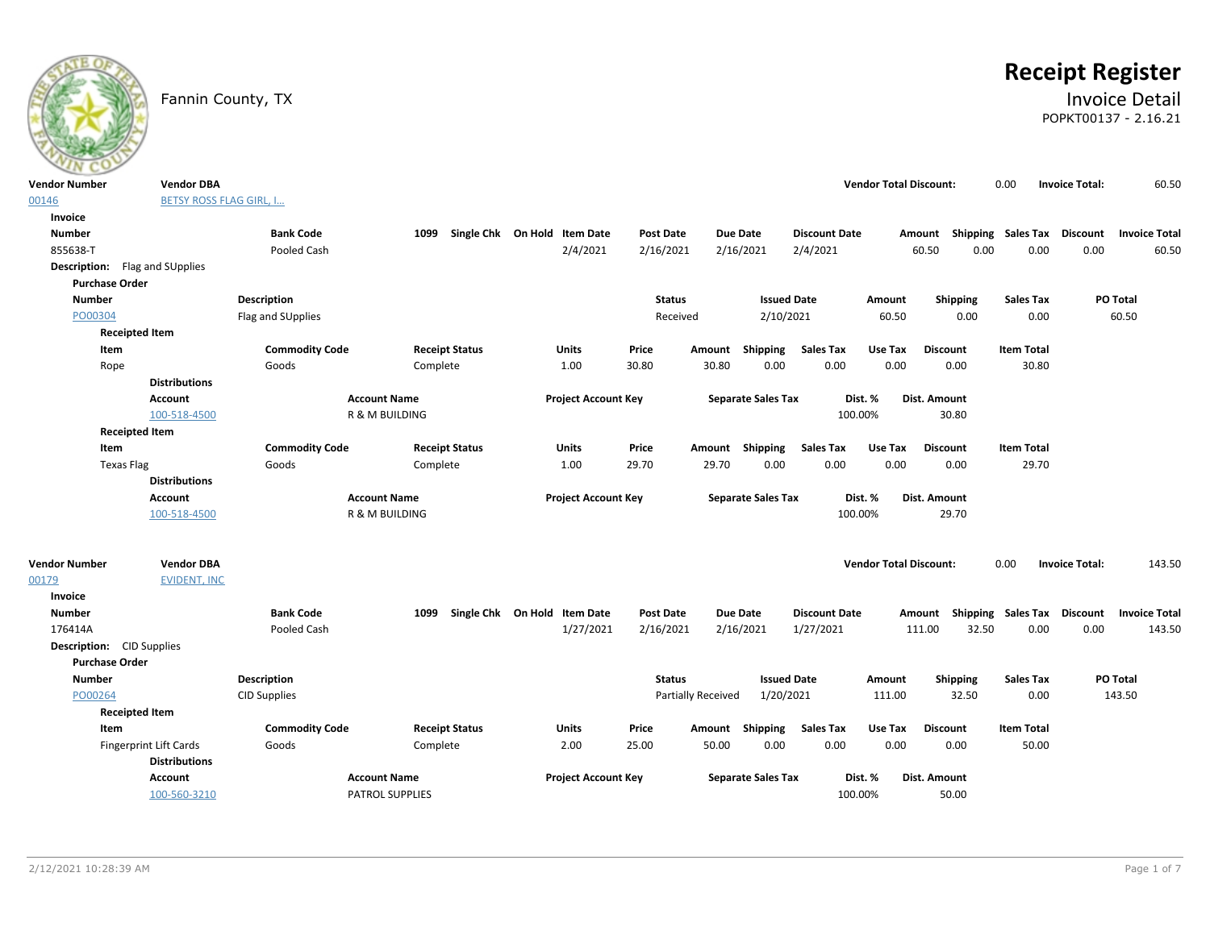Fannin County, TX

# Receipt Register

## Invoice Detail

POPKT00137 - 2.16.21

| Vendor Number | Vendor DBA | Vendor Total Discount: | Invoice Total: |
|---|---|---|---|
| 00146 | BETSY ROSS FLAG GIRL, I... | 0.00 | 60.50 |

**Invoice**

| Number | Bank Code | 1099 | Single Chk | On Hold | Item Date | Post Date | Due Date | Discount Date | Amount | Shipping | Sales Tax | Discount | Invoice Total |
|---|---|---|---|---|---|---|---|---|---|---|---|---|---|
| 855638-T | Pooled Cash | | | | 2/4/2021 | 2/16/2021 | 2/16/2021 | 2/4/2021 | 60.50 | 0.00 | 0.00 | 0.00 | 60.50 |

**Description:** Flag and SUpplies

**Purchase Order**

| Number | Description | Status | Issued Date | Amount | Shipping | Sales Tax | PO Total |
|---|---|---|---|---|---|---|---|
| PO00304 | Flag and SUpplies | Received | 2/10/2021 | 60.50 | 0.00 | 0.00 | 60.50 |

**Receipted Item**

| Item | Commodity Code | Receipt Status | Units | Price | Amount | Shipping | Sales Tax | Use Tax | Discount | Item Total |
|---|---|---|---|---|---|---|---|---|---|---|
| Rope | Goods | Complete | 1.00 | 30.80 | 30.80 | 0.00 | 0.00 | 0.00 | 0.00 | 30.80 |

**Distributions**

| Account | Account Name | Project Account Key | Separate Sales Tax | Dist. % | Dist. Amount |
|---|---|---|---|---|---|
| 100-518-4500 | R & M BUILDING | | | 100.00% | 30.80 |

**Receipted Item**

| Item | Commodity Code | Receipt Status | Units | Price | Amount | Shipping | Sales Tax | Use Tax | Discount | Item Total |
|---|---|---|---|---|---|---|---|---|---|---|
| Texas Flag | Goods | Complete | 1.00 | 29.70 | 29.70 | 0.00 | 0.00 | 0.00 | 0.00 | 29.70 |

**Distributions**

| Account | Account Name | Project Account Key | Separate Sales Tax | Dist. % | Dist. Amount |
|---|---|---|---|---|---|
| 100-518-4500 | R & M BUILDING | | | 100.00% | 29.70 |

| Vendor Number | Vendor DBA | Vendor Total Discount: | Invoice Total: |
|---|---|---|---|
| 00179 | EVIDENT, INC | 0.00 | 143.50 |

**Invoice**

| Number | Bank Code | 1099 | Single Chk | On Hold | Item Date | Post Date | Due Date | Discount Date | Amount | Shipping | Sales Tax | Discount | Invoice Total |
|---|---|---|---|---|---|---|---|---|---|---|---|---|---|
| 176414A | Pooled Cash | | | | 1/27/2021 | 2/16/2021 | 2/16/2021 | 1/27/2021 | 111.00 | 32.50 | 0.00 | 0.00 | 143.50 |

**Description:** CID Supplies

**Purchase Order**

| Number | Description | Status | Issued Date | Amount | Shipping | Sales Tax | PO Total |
|---|---|---|---|---|---|---|---|
| PO00264 | CID Supplies | Partially Received | 1/20/2021 | 111.00 | 32.50 | 0.00 | 143.50 |

**Receipted Item**

| Item | Commodity Code | Receipt Status | Units | Price | Amount | Shipping | Sales Tax | Use Tax | Discount | Item Total |
|---|---|---|---|---|---|---|---|---|---|---|
| Fingerprint Lift Cards | Goods | Complete | 2.00 | 25.00 | 50.00 | 0.00 | 0.00 | 0.00 | 0.00 | 50.00 |

**Distributions**

| Account | Account Name | Project Account Key | Separate Sales Tax | Dist. % | Dist. Amount |
|---|---|---|---|---|---|
| 100-560-3210 | PATROL SUPPLIES | | | 100.00% | 50.00 |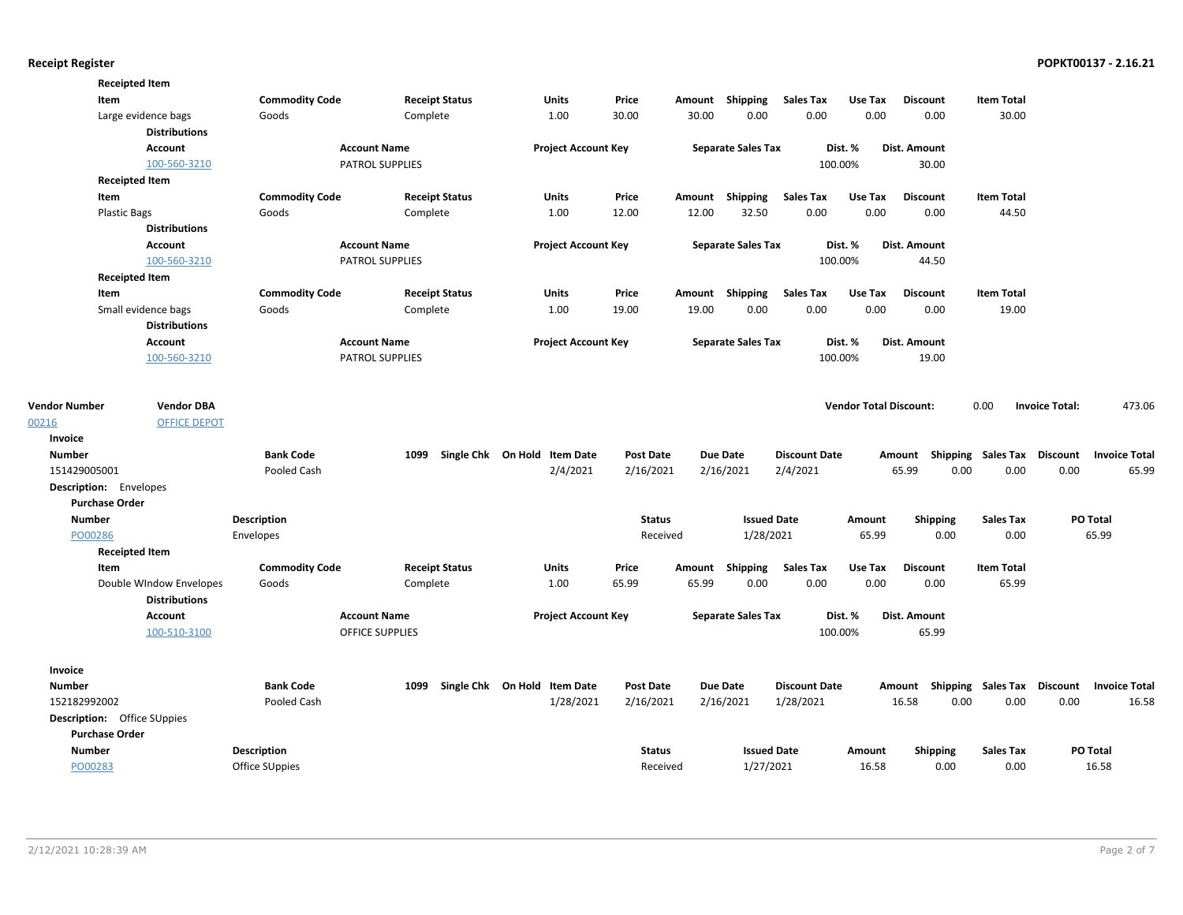**Receipted Item**

| Item | Commodity Code | Receipt Status | Units | Price | Amount | Shipping | Sales Tax | Use Tax | Discount | Item Total |
|---|---|---|---|---|---|---|---|---|---|---|
| Large evidence bags | Goods | Complete | 1.00 | 30.00 | 30.00 | 0.00 | 0.00 | 0.00 | 0.00 | 30.00 |

**Distributions**

| Account | Account Name | Project Account Key | Separate Sales Tax | Dist. % | Dist. Amount |
|---|---|---|---|---|---|
| 100-560-3210 | PATROL SUPPLIES | | | 100.00% | 30.00 |

**Receipted Item**

| Item | Commodity Code | Receipt Status | Units | Price | Amount | Shipping | Sales Tax | Use Tax | Discount | Item Total |
|---|---|---|---|---|---|---|---|---|---|---|
| Plastic Bags | Goods | Complete | 1.00 | 12.00 | 12.00 | 32.50 | 0.00 | 0.00 | 0.00 | 44.50 |

**Distributions**

| Account | Account Name | Project Account Key | Separate Sales Tax | Dist. % | Dist. Amount |
|---|---|---|---|---|---|
| 100-560-3210 | PATROL SUPPLIES | | | 100.00% | 44.50 |

**Receipted Item**

| Item | Commodity Code | Receipt Status | Units | Price | Amount | Shipping | Sales Tax | Use Tax | Discount | Item Total |
|---|---|---|---|---|---|---|---|---|---|---|
| Small evidence bags | Goods | Complete | 1.00 | 19.00 | 19.00 | 0.00 | 0.00 | 0.00 | 0.00 | 19.00 |

**Distributions**

| Account | Account Name | Project Account Key | Separate Sales Tax | Dist. % | Dist. Amount |
|---|---|---|---|---|---|
| 100-560-3210 | PATROL SUPPLIES | | | 100.00% | 19.00 |

**Vendor Total Discount:** 0.00 **Invoice Total:** 473.06

| Vendor Number | Vendor DBA |
|---|---|
| 00216 | OFFICE DEPOT |

**Invoice**

| Number | Bank Code | 1099 | Single Chk | On Hold | Item Date | Post Date | Due Date | Discount Date | Amount | Shipping | Sales Tax | Discount | Invoice Total |
|---|---|---|---|---|---|---|---|---|---|---|---|---|---|
| 151429005001 | Pooled Cash | | | | 2/4/2021 | 2/16/2021 | 2/16/2021 | 2/4/2021 | 65.99 | 0.00 | 0.00 | 0.00 | 65.99 |

**Description:** Envelopes

**Purchase Order**

| Number | Description | Status | Issued Date | Amount | Shipping | Sales Tax | PO Total |
|---|---|---|---|---|---|---|---|
| PO00286 | Envelopes | Received | 1/28/2021 | 65.99 | 0.00 | 0.00 | 65.99 |

**Receipted Item**

| Item | Commodity Code | Receipt Status | Units | Price | Amount | Shipping | Sales Tax | Use Tax | Discount | Item Total |
|---|---|---|---|---|---|---|---|---|---|---|
| Double WIndow Envelopes | Goods | Complete | 1.00 | 65.99 | 65.99 | 0.00 | 0.00 | 0.00 | 0.00 | 65.99 |

**Distributions**

| Account | Account Name | Project Account Key | Separate Sales Tax | Dist. % | Dist. Amount |
|---|---|---|---|---|---|
| 100-510-3100 | OFFICE SUPPLIES | | | 100.00% | 65.99 |

**Invoice**

| Number | Bank Code | 1099 | Single Chk | On Hold | Item Date | Post Date | Due Date | Discount Date | Amount | Shipping | Sales Tax | Discount | Invoice Total |
|---|---|---|---|---|---|---|---|---|---|---|---|---|---|
| 152182992002 | Pooled Cash | | | | 1/28/2021 | 2/16/2021 | 2/16/2021 | 1/28/2021 | 16.58 | 0.00 | 0.00 | 0.00 | 16.58 |

**Description:** Office SUppies

**Purchase Order**

| Number | Description | Status | Issued Date | Amount | Shipping | Sales Tax | PO Total |
|---|---|---|---|---|---|---|---|
| PO00283 | Office SUppies | Received | 1/27/2021 | 16.58 | 0.00 | 0.00 | 16.58 |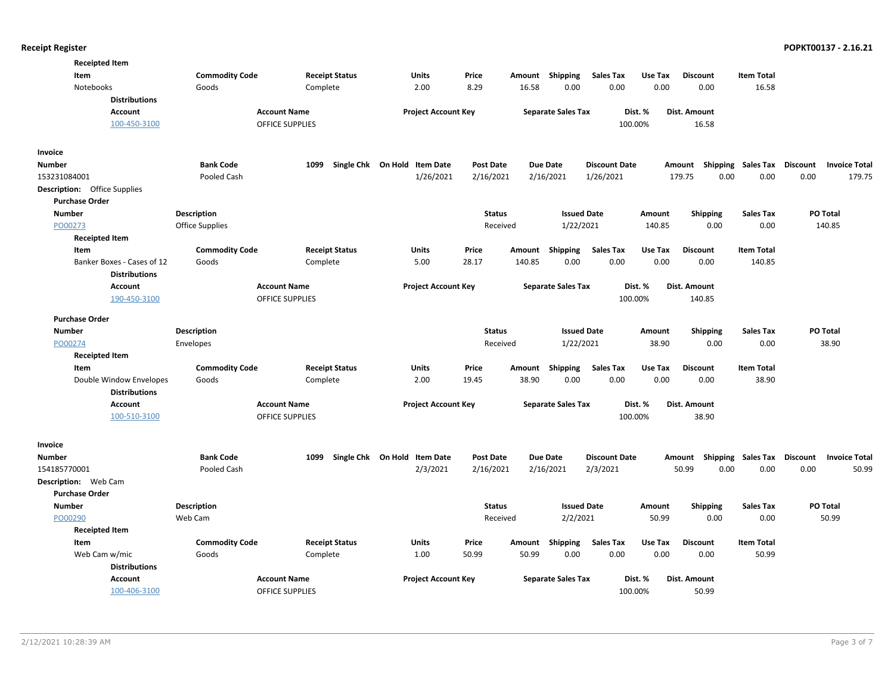**Receipted Item**

| Item | Commodity Code | Receipt Status | Units | Price | Amount | Shipping | Sales Tax | Use Tax | Discount | Item Total |
|---|---|---|---|---|---|---|---|---|---|---|
| Notebooks | Goods | Complete | 2.00 | 8.29 | 16.58 | 0.00 | 0.00 | 0.00 | 0.00 | 16.58 |

**Distributions**

| Account | Account Name | Project Account Key | Separate Sales Tax | Dist. % | Dist. Amount |
|---|---|---|---|---|---|
| 100-450-3100 | OFFICE SUPPLIES | | | 100.00% | 16.58 |

**Invoice**

| Number | Bank Code | 1099 | Single Chk | On Hold | Item Date | Post Date | Due Date | Discount Date | Amount | Shipping | Sales Tax | Discount | Invoice Total |
|---|---|---|---|---|---|---|---|---|---|---|---|---|---|
| 153231084001 | Pooled Cash | | | | 1/26/2021 | 2/16/2021 | 2/16/2021 | 1/26/2021 | 179.75 | 0.00 | 0.00 | 0.00 | 179.75 |

**Description:** Office Supplies

**Purchase Order**

| Number | Description | Status | Issued Date | Amount | Shipping | Sales Tax | PO Total |
|---|---|---|---|---|---|---|---|
| PO00273 | Office Supplies | Received | 1/22/2021 | 140.85 | 0.00 | 0.00 | 140.85 |

**Receipted Item**

| Item | Commodity Code | Receipt Status | Units | Price | Amount | Shipping | Sales Tax | Use Tax | Discount | Item Total |
|---|---|---|---|---|---|---|---|---|---|---|
| Banker Boxes - Cases of 12 | Goods | Complete | 5.00 | 28.17 | 140.85 | 0.00 | 0.00 | 0.00 | 0.00 | 140.85 |

**Distributions**

| Account | Account Name | Project Account Key | Separate Sales Tax | Dist. % | Dist. Amount |
|---|---|---|---|---|---|
| 190-450-3100 | OFFICE SUPPLIES | | | 100.00% | 140.85 |

**Purchase Order**

| Number | Description | Status | Issued Date | Amount | Shipping | Sales Tax | PO Total |
|---|---|---|---|---|---|---|---|
| PO00274 | Envelopes | Received | 1/22/2021 | 38.90 | 0.00 | 0.00 | 38.90 |

**Receipted Item**

| Item | Commodity Code | Receipt Status | Units | Price | Amount | Shipping | Sales Tax | Use Tax | Discount | Item Total |
|---|---|---|---|---|---|---|---|---|---|---|
| Double Window Envelopes | Goods | Complete | 2.00 | 19.45 | 38.90 | 0.00 | 0.00 | 0.00 | 0.00 | 38.90 |

**Distributions**

| Account | Account Name | Project Account Key | Separate Sales Tax | Dist. % | Dist. Amount |
|---|---|---|---|---|---|
| 100-510-3100 | OFFICE SUPPLIES | | | 100.00% | 38.90 |

**Invoice**

| Number | Bank Code | 1099 | Single Chk | On Hold | Item Date | Post Date | Due Date | Discount Date | Amount | Shipping | Sales Tax | Discount | Invoice Total |
|---|---|---|---|---|---|---|---|---|---|---|---|---|---|
| 154185770001 | Pooled Cash | | | | 2/3/2021 | 2/16/2021 | 2/16/2021 | 2/3/2021 | 50.99 | 0.00 | 0.00 | 0.00 | 50.99 |

**Description:** Web Cam

**Purchase Order**

| Number | Description | Status | Issued Date | Amount | Shipping | Sales Tax | PO Total |
|---|---|---|---|---|---|---|---|
| PO00290 | Web Cam | Received | 2/2/2021 | 50.99 | 0.00 | 0.00 | 50.99 |

**Receipted Item**

| Item | Commodity Code | Receipt Status | Units | Price | Amount | Shipping | Sales Tax | Use Tax | Discount | Item Total |
|---|---|---|---|---|---|---|---|---|---|---|
| Web Cam w/mic | Goods | Complete | 1.00 | 50.99 | 50.99 | 0.00 | 0.00 | 0.00 | 0.00 | 50.99 |

**Distributions**

| Account | Account Name | Project Account Key | Separate Sales Tax | Dist. % | Dist. Amount |
|---|---|---|---|---|---|
| 100-406-3100 | OFFICE SUPPLIES | | | 100.00% | 50.99 |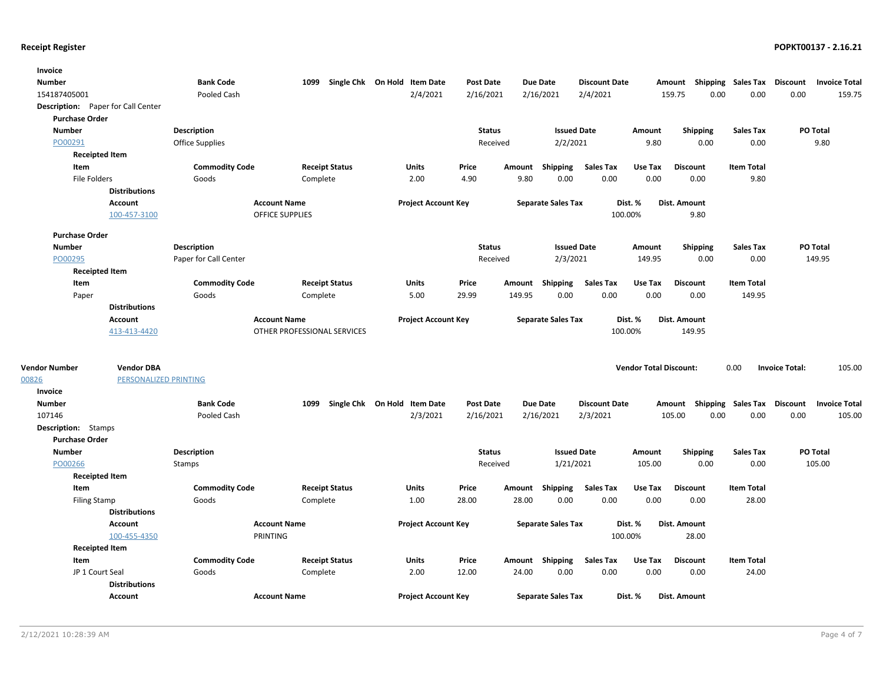**Receipt Register** **POPKT00137 - 2.16.21**

**Invoice**

| Number | Bank Code | 1099 | Single Chk | On Hold | Item Date | Post Date | Due Date | Discount Date | Amount | Shipping | Sales Tax | Discount | Invoice Total |
|---|---|---|---|---|---|---|---|---|---|---|---|---|---|
| 154187405001 | Pooled Cash | | | | 2/4/2021 | 2/16/2021 | 2/16/2021 | 2/4/2021 | 159.75 | 0.00 | 0.00 | 0.00 | 159.75 |

**Description:** Paper for Call Center

**Purchase Order**

| Number | Description | Status | Issued Date | Amount | Shipping | Sales Tax | PO Total |
|---|---|---|---|---|---|---|---|
| PO00291 | Office Supplies | Received | 2/2/2021 | 9.80 | 0.00 | 0.00 | 9.80 |

**Receipted Item**

| Item | Commodity Code | Receipt Status | Units | Price | Amount | Shipping | Sales Tax | Use Tax | Discount | Item Total |
|---|---|---|---|---|---|---|---|---|---|---|
| File Folders | Goods | Complete | 2.00 | 4.90 | 9.80 | 0.00 | 0.00 | 0.00 | 0.00 | 9.80 |

**Distributions**

| Account | Account Name | Project Account Key | Separate Sales Tax | Dist. % | Dist. Amount |
|---|---|---|---|---|---|
| 100-457-3100 | OFFICE SUPPLIES | | | 100.00% | 9.80 |

**Purchase Order**

| Number | Description | Status | Issued Date | Amount | Shipping | Sales Tax | PO Total |
|---|---|---|---|---|---|---|---|
| PO00295 | Paper for Call Center | Received | 2/3/2021 | 149.95 | 0.00 | 0.00 | 149.95 |

**Receipted Item**

| Item | Commodity Code | Receipt Status | Units | Price | Amount | Shipping | Sales Tax | Use Tax | Discount | Item Total |
|---|---|---|---|---|---|---|---|---|---|---|
| Paper | Goods | Complete | 5.00 | 29.99 | 149.95 | 0.00 | 0.00 | 0.00 | 0.00 | 149.95 |

**Distributions**

| Account | Account Name | Project Account Key | Separate Sales Tax | Dist. % | Dist. Amount |
|---|---|---|---|---|---|
| 413-413-4420 | OTHER PROFESSIONAL SERVICES | | | 100.00% | 149.95 |

| Vendor Number | Vendor DBA | Vendor Total Discount: | 0.00 | Invoice Total: | 105.00 |
|---|---|---|---|---|---|
| 00826 | PERSONALIZED PRINTING | | | | |

**Invoice**

| Number | Bank Code | 1099 | Single Chk | On Hold | Item Date | Post Date | Due Date | Discount Date | Amount | Shipping | Sales Tax | Discount | Invoice Total |
|---|---|---|---|---|---|---|---|---|---|---|---|---|---|
| 107146 | Pooled Cash | | | | 2/3/2021 | 2/16/2021 | 2/16/2021 | 2/3/2021 | 105.00 | 0.00 | 0.00 | 0.00 | 105.00 |

**Description:** Stamps

**Purchase Order**

| Number | Description | Status | Issued Date | Amount | Shipping | Sales Tax | PO Total |
|---|---|---|---|---|---|---|---|
| PO00266 | Stamps | Received | 1/21/2021 | 105.00 | 0.00 | 0.00 | 105.00 |

**Receipted Item**

| Item | Commodity Code | Receipt Status | Units | Price | Amount | Shipping | Sales Tax | Use Tax | Discount | Item Total |
|---|---|---|---|---|---|---|---|---|---|---|
| Filing Stamp | Goods | Complete | 1.00 | 28.00 | 28.00 | 0.00 | 0.00 | 0.00 | 0.00 | 28.00 |

**Distributions**

| Account | Account Name | Project Account Key | Separate Sales Tax | Dist. % | Dist. Amount |
|---|---|---|---|---|---|
| 100-455-4350 | PRINTING | | | 100.00% | 28.00 |

**Receipted Item**

| Item | Commodity Code | Receipt Status | Units | Price | Amount | Shipping | Sales Tax | Use Tax | Discount | Item Total |
|---|---|---|---|---|---|---|---|---|---|---|
| JP 1 Court Seal | Goods | Complete | 2.00 | 12.00 | 24.00 | 0.00 | 0.00 | 0.00 | 0.00 | 24.00 |

**Distributions**

| Account | Account Name | Project Account Key | Separate Sales Tax | Dist. % | Dist. Amount |
|---|---|---|---|---|---|

2/12/2021 10:28:39 AM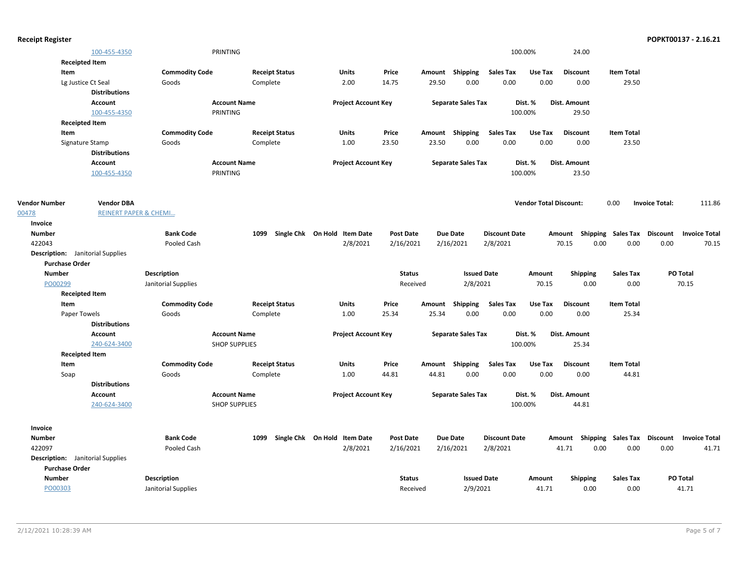| Account | Account Name | Project Account Key | Separate Sales Tax | Dist. % | Dist. Amount |
|---|---|---|---|---|---|
| 100-455-4350 | PRINTING | | | 100.00% | 24.00 |

**Receipted Item**

| Item | Commodity Code | Receipt Status | Units | Price | Amount | Shipping | Sales Tax | Use Tax | Discount | Item Total |
|---|---|---|---|---|---|---|---|---|---|---|
| Lg Justice Ct Seal | Goods | Complete | 2.00 | 14.75 | 29.50 | 0.00 | 0.00 | 0.00 | 0.00 | 29.50 |

**Distributions**

| Account | Account Name | Project Account Key | Separate Sales Tax | Dist. % | Dist. Amount |
|---|---|---|---|---|---|
| 100-455-4350 | PRINTING | | | 100.00% | 29.50 |

**Receipted Item**

| Item | Commodity Code | Receipt Status | Units | Price | Amount | Shipping | Sales Tax | Use Tax | Discount | Item Total |
|---|---|---|---|---|---|---|---|---|---|---|
| Signature Stamp | Goods | Complete | 1.00 | 23.50 | 23.50 | 0.00 | 0.00 | 0.00 | 0.00 | 23.50 |

**Distributions**

| Account | Account Name | Project Account Key | Separate Sales Tax | Dist. % | Dist. Amount |
|---|---|---|---|---|---|
| 100-455-4350 | PRINTING | | | 100.00% | 23.50 |

| Vendor Number | Vendor DBA | Vendor Total Discount: | Invoice Total: |
|---|---|---|---|
| 00478 | REINERT PAPER & CHEMI... | 0.00 | 111.86 |

**Invoice**

| Number | Bank Code | 1099 | Single Chk | On Hold | Item Date | Post Date | Due Date | Discount Date | Amount | Shipping | Sales Tax | Discount | Invoice Total |
|---|---|---|---|---|---|---|---|---|---|---|---|---|---|
| 422043 | Pooled Cash | | | | 2/8/2021 | 2/16/2021 | 2/16/2021 | 2/8/2021 | 70.15 | 0.00 | 0.00 | 0.00 | 70.15 |

**Description:** Janitorial Supplies

**Purchase Order**

| Number | Description | Status | Issued Date | Amount | Shipping | Sales Tax | PO Total |
|---|---|---|---|---|---|---|---|
| PO00299 | Janitorial Supplies | Received | 2/8/2021 | 70.15 | 0.00 | 0.00 | 70.15 |

**Receipted Item**

| Item | Commodity Code | Receipt Status | Units | Price | Amount | Shipping | Sales Tax | Use Tax | Discount | Item Total |
|---|---|---|---|---|---|---|---|---|---|---|
| Paper Towels | Goods | Complete | 1.00 | 25.34 | 25.34 | 0.00 | 0.00 | 0.00 | 0.00 | 25.34 |

**Distributions**

| Account | Account Name | Project Account Key | Separate Sales Tax | Dist. % | Dist. Amount |
|---|---|---|---|---|---|
| 240-624-3400 | SHOP SUPPLIES | | | 100.00% | 25.34 |

**Receipted Item**

| Item | Commodity Code | Receipt Status | Units | Price | Amount | Shipping | Sales Tax | Use Tax | Discount | Item Total |
|---|---|---|---|---|---|---|---|---|---|---|
| Soap | Goods | Complete | 1.00 | 44.81 | 44.81 | 0.00 | 0.00 | 0.00 | 0.00 | 44.81 |

**Distributions**

| Account | Account Name | Project Account Key | Separate Sales Tax | Dist. % | Dist. Amount |
|---|---|---|---|---|---|
| 240-624-3400 | SHOP SUPPLIES | | | 100.00% | 44.81 |

**Invoice**

| Number | Bank Code | 1099 | Single Chk | On Hold | Item Date | Post Date | Due Date | Discount Date | Amount | Shipping | Sales Tax | Discount | Invoice Total |
|---|---|---|---|---|---|---|---|---|---|---|---|---|---|
| 422097 | Pooled Cash | | | | 2/8/2021 | 2/16/2021 | 2/16/2021 | 2/8/2021 | 41.71 | 0.00 | 0.00 | 0.00 | 41.71 |

**Description:** Janitorial Supplies

**Purchase Order**

| Number | Description | Status | Issued Date | Amount | Shipping | Sales Tax | PO Total |
|---|---|---|---|---|---|---|---|
| PO00303 | Janitorial Supplies | Received | 2/9/2021 | 41.71 | 0.00 | 0.00 | 41.71 |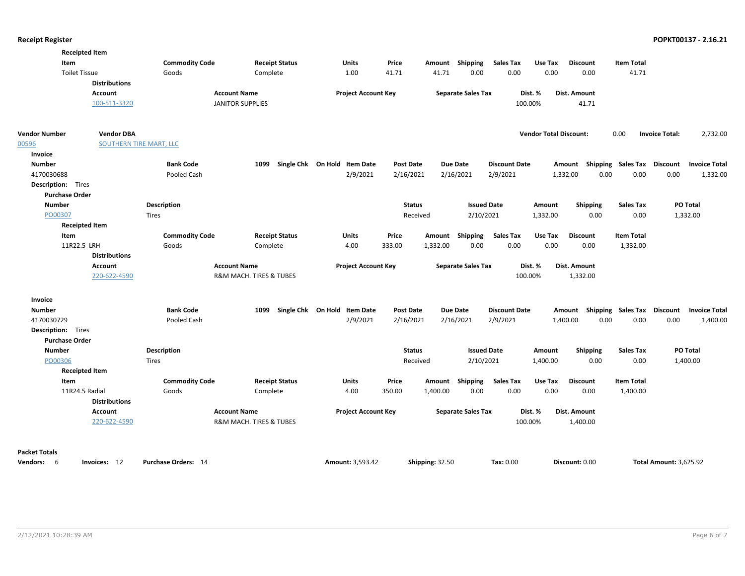**Receipted Item**

| Item | Commodity Code | Receipt Status | Units | Price | Amount | Shipping | Sales Tax | Use Tax | Discount | Item Total |
|---|---|---|---|---|---|---|---|---|---|---|
| Toilet Tissue | Goods | Complete | 1.00 | 41.71 | 41.71 | 0.00 | 0.00 | 0.00 | 0.00 | 41.71 |

**Distributions**

| Account | Account Name | Project Account Key | Separate Sales Tax | Dist. % | Dist. Amount |
|---|---|---|---|---|---|
| 100-511-3320 | JANITOR SUPPLIES | | | 100.00% | 41.71 |

| Vendor Number | Vendor DBA | Vendor Total Discount: | Invoice Total: |
|---|---|---|---|
| 00596 | SOUTHERN TIRE MART, LLC | 0.00 | 2,732.00 |

**Invoice**

| Number | Bank Code | 1099 | Single Chk | On Hold | Item Date | Post Date | Due Date | Discount Date | Amount | Shipping | Sales Tax | Discount | Invoice Total |
|---|---|---|---|---|---|---|---|---|---|---|---|---|---|
| 4170030688 | Pooled Cash | | | | 2/9/2021 | 2/16/2021 | 2/16/2021 | 2/9/2021 | 1,332.00 | 0.00 | 0.00 | 0.00 | 1,332.00 |

**Description:** Tires

**Purchase Order**

| Number | Description | Status | Issued Date | Amount | Shipping | Sales Tax | PO Total |
|---|---|---|---|---|---|---|---|
| PO00307 | Tires | Received | 2/10/2021 | 1,332.00 | 0.00 | 0.00 | 1,332.00 |

**Receipted Item**

| Item | Commodity Code | Receipt Status | Units | Price | Amount | Shipping | Sales Tax | Use Tax | Discount | Item Total |
|---|---|---|---|---|---|---|---|---|---|---|
| 11R22.5 LRH | Goods | Complete | 4.00 | 333.00 | 1,332.00 | 0.00 | 0.00 | 0.00 | 0.00 | 1,332.00 |

**Distributions**

| Account | Account Name | Project Account Key | Separate Sales Tax | Dist. % | Dist. Amount |
|---|---|---|---|---|---|
| 220-622-4590 | R&M MACH. TIRES & TUBES | | | 100.00% | 1,332.00 |

**Invoice**

| Number | Bank Code | 1099 | Single Chk | On Hold | Item Date | Post Date | Due Date | Discount Date | Amount | Shipping | Sales Tax | Discount | Invoice Total |
|---|---|---|---|---|---|---|---|---|---|---|---|---|---|
| 4170030729 | Pooled Cash | | | | 2/9/2021 | 2/16/2021 | 2/16/2021 | 2/9/2021 | 1,400.00 | 0.00 | 0.00 | 0.00 | 1,400.00 |

**Description:** Tires

**Purchase Order**

| Number | Description | Status | Issued Date | Amount | Shipping | Sales Tax | PO Total |
|---|---|---|---|---|---|---|---|
| PO00306 | Tires | Received | 2/10/2021 | 1,400.00 | 0.00 | 0.00 | 1,400.00 |

**Receipted Item**

| Item | Commodity Code | Receipt Status | Units | Price | Amount | Shipping | Sales Tax | Use Tax | Discount | Item Total |
|---|---|---|---|---|---|---|---|---|---|---|
| 11R24.5 Radial | Goods | Complete | 4.00 | 350.00 | 1,400.00 | 0.00 | 0.00 | 0.00 | 0.00 | 1,400.00 |

**Distributions**

| Account | Account Name | Project Account Key | Separate Sales Tax | Dist. % | Dist. Amount |
|---|---|---|---|---|---|
| 220-622-4590 | R&M MACH. TIRES & TUBES | | | 100.00% | 1,400.00 |

**Packet Totals**

| Vendors: | Invoices: | Purchase Orders: | Amount: | Shipping: | Tax: | Discount: | Total Amount: |
|---|---|---|---|---|---|---|---|
| 6 | 12 | 14 | 3,593.42 | 32.50 | 0.00 | 0.00 | 3,625.92 |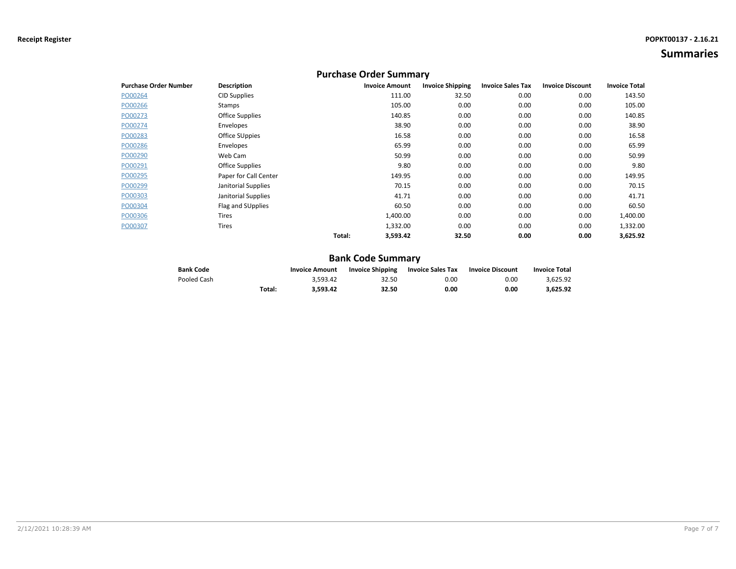Receipt Register

POPKT00137 - 2.16.21

# Summaries

## Purchase Order Summary

| Purchase Order Number | Description | | Invoice Amount | Invoice Shipping | Invoice Sales Tax | Invoice Discount | Invoice Total |
|---|---|---|---|---|---|---|---|
| PO00264 | CID Supplies | | 111.00 | 32.50 | 0.00 | 0.00 | 143.50 |
| PO00266 | Stamps | | 105.00 | 0.00 | 0.00 | 0.00 | 105.00 |
| PO00273 | Office Supplies | | 140.85 | 0.00 | 0.00 | 0.00 | 140.85 |
| PO00274 | Envelopes | | 38.90 | 0.00 | 0.00 | 0.00 | 38.90 |
| PO00283 | Office SUppies | | 16.58 | 0.00 | 0.00 | 0.00 | 16.58 |
| PO00286 | Envelopes | | 65.99 | 0.00 | 0.00 | 0.00 | 65.99 |
| PO00290 | Web Cam | | 50.99 | 0.00 | 0.00 | 0.00 | 50.99 |
| PO00291 | Office Supplies | | 9.80 | 0.00 | 0.00 | 0.00 | 9.80 |
| PO00295 | Paper for Call Center | | 149.95 | 0.00 | 0.00 | 0.00 | 149.95 |
| PO00299 | Janitorial Supplies | | 70.15 | 0.00 | 0.00 | 0.00 | 70.15 |
| PO00303 | Janitorial Supplies | | 41.71 | 0.00 | 0.00 | 0.00 | 41.71 |
| PO00304 | Flag and SUpplies | | 60.50 | 0.00 | 0.00 | 0.00 | 60.50 |
| PO00306 | Tires | | 1,400.00 | 0.00 | 0.00 | 0.00 | 1,400.00 |
| PO00307 | Tires | | 1,332.00 | 0.00 | 0.00 | 0.00 | 1,332.00 |
| | | **Total:** | **3,593.42** | **32.50** | **0.00** | **0.00** | **3,625.92** |

## Bank Code Summary

| Bank Code | | Invoice Amount | Invoice Shipping | Invoice Sales Tax | Invoice Discount | Invoice Total |
|---|---|---|---|---|---|---|
| Pooled Cash | | 3,593.42 | 32.50 | 0.00 | 0.00 | 3,625.92 |
| | **Total:** | **3,593.42** | **32.50** | **0.00** | **0.00** | **3,625.92** |

2/12/2021 10:28:39 AM